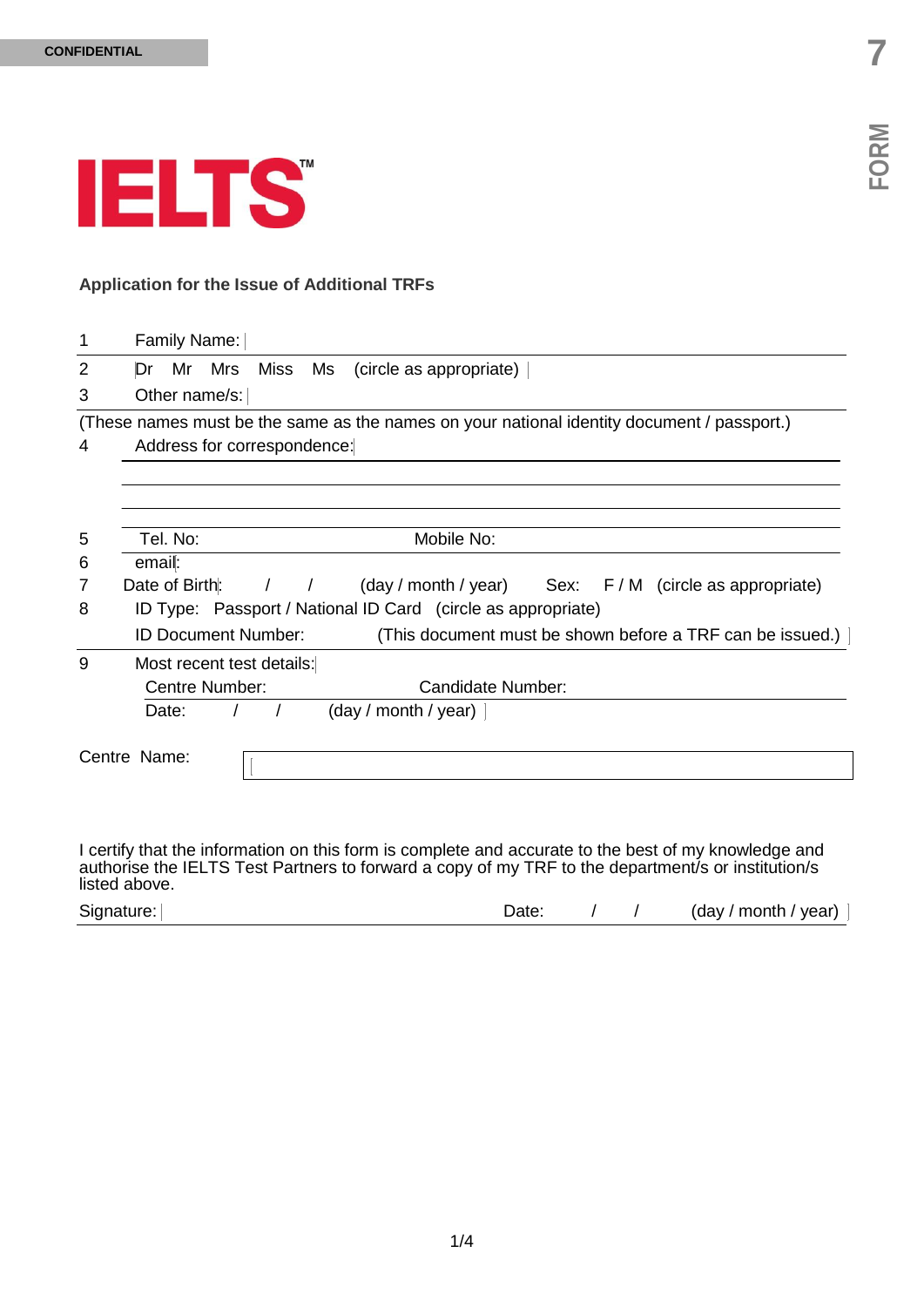CONFIDENTIAL

FORM 7

# IELTS™

## Application for the Issue of Additional TRFs

1 Family Name:

2 Dr Mr Mrs Miss Ms (circle as appropriate)

3 Other name/s:

(These names must be the same as the names on your national identity document / passport.)

4 Address for correspondence:

5 Tel. No: Mobile No:

6 email:

7 Date of Birth: / / (day / month / year) Sex: F / M (circle as appropriate)

8 ID Type: Passport / National ID Card (circle as appropriate)

ID Document Number: (This document must be shown before a TRF can be issued.)

9 Most recent test details:

Centre Number: Candidate Number:

Date: / / (day / month / year)

Centre Name:

I certify that the information on this form is complete and accurate to the best of my knowledge and authorise the IELTS Test Partners to forward a copy of my TRF to the department/s or institution/s listed above.

Signature: Date: / / (day / month / year)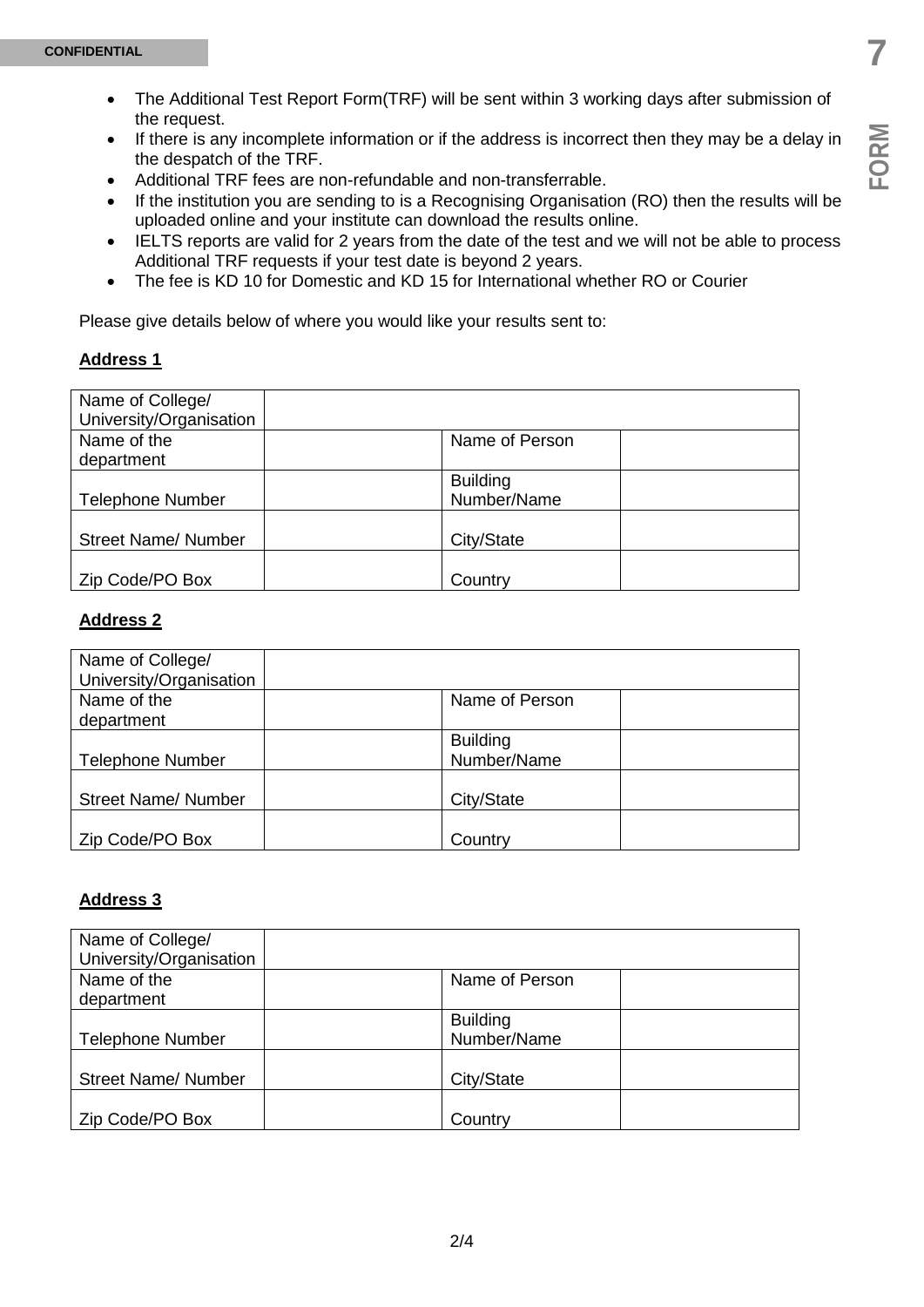- The Additional Test Report Form(TRF) will be sent within 3 working days after submission of the request.
- If there is any incomplete information or if the address is incorrect then they may be a delay in the despatch of the TRF.
- Additional TRF fees are non-refundable and non-transferrable.
- If the institution you are sending to is a Recognising Organisation (RO) then the results will be uploaded online and your institute can download the results online.
- IELTS reports are valid for 2 years from the date of the test and we will not be able to process Additional TRF requests if your test date is beyond 2 years.
- The fee is KD 10 for Domestic and KD 15 for International whether RO or Courier

Please give details below of where you would like your results sent to:

**Address 1**

| Name of College/ University/Organisation | | | |
|---|---|---|---|
| Name of the department | | Name of Person | |
| Telephone Number | | Building Number/Name | |
| Street Name/ Number | | City/State | |
| Zip Code/PO Box | | Country | |

**Address 2**

| Name of College/ University/Organisation | | | |
|---|---|---|---|
| Name of the department | | Name of Person | |
| Telephone Number | | Building Number/Name | |
| Street Name/ Number | | City/State | |
| Zip Code/PO Box | | Country | |

**Address 3**

| Name of College/ University/Organisation | | | |
|---|---|---|---|
| Name of the department | | Name of Person | |
| Telephone Number | | Building Number/Name | |
| Street Name/ Number | | City/State | |
| Zip Code/PO Box | | Country | |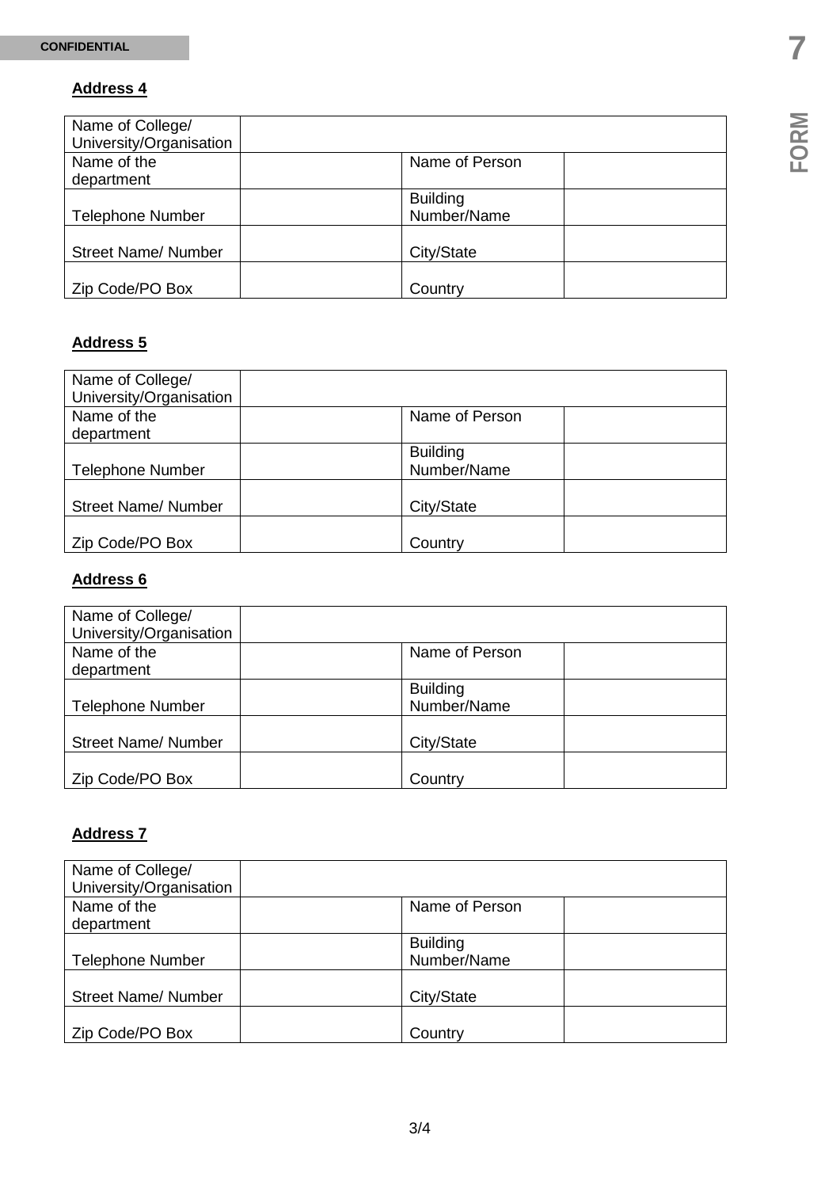CONFIDENTIAL

**FORM 7**

**Address 4**

| Name of College/ University/Organisation | | | |
|---|---|---|---|
| Name of the department | | Name of Person | |
| Telephone Number | | Building Number/Name | |
| Street Name/ Number | | City/State | |
| Zip Code/PO Box | | Country | |

**Address 5**

| Name of College/ University/Organisation | | | |
|---|---|---|---|
| Name of the department | | Name of Person | |
| Telephone Number | | Building Number/Name | |
| Street Name/ Number | | City/State | |
| Zip Code/PO Box | | Country | |

**Address 6**

| Name of College/ University/Organisation | | | |
|---|---|---|---|
| Name of the department | | Name of Person | |
| Telephone Number | | Building Number/Name | |
| Street Name/ Number | | City/State | |
| Zip Code/PO Box | | Country | |

**Address 7**

| Name of College/ University/Organisation | | | |
|---|---|---|---|
| Name of the department | | Name of Person | |
| Telephone Number | | Building Number/Name | |
| Street Name/ Number | | City/State | |
| Zip Code/PO Box | | Country | |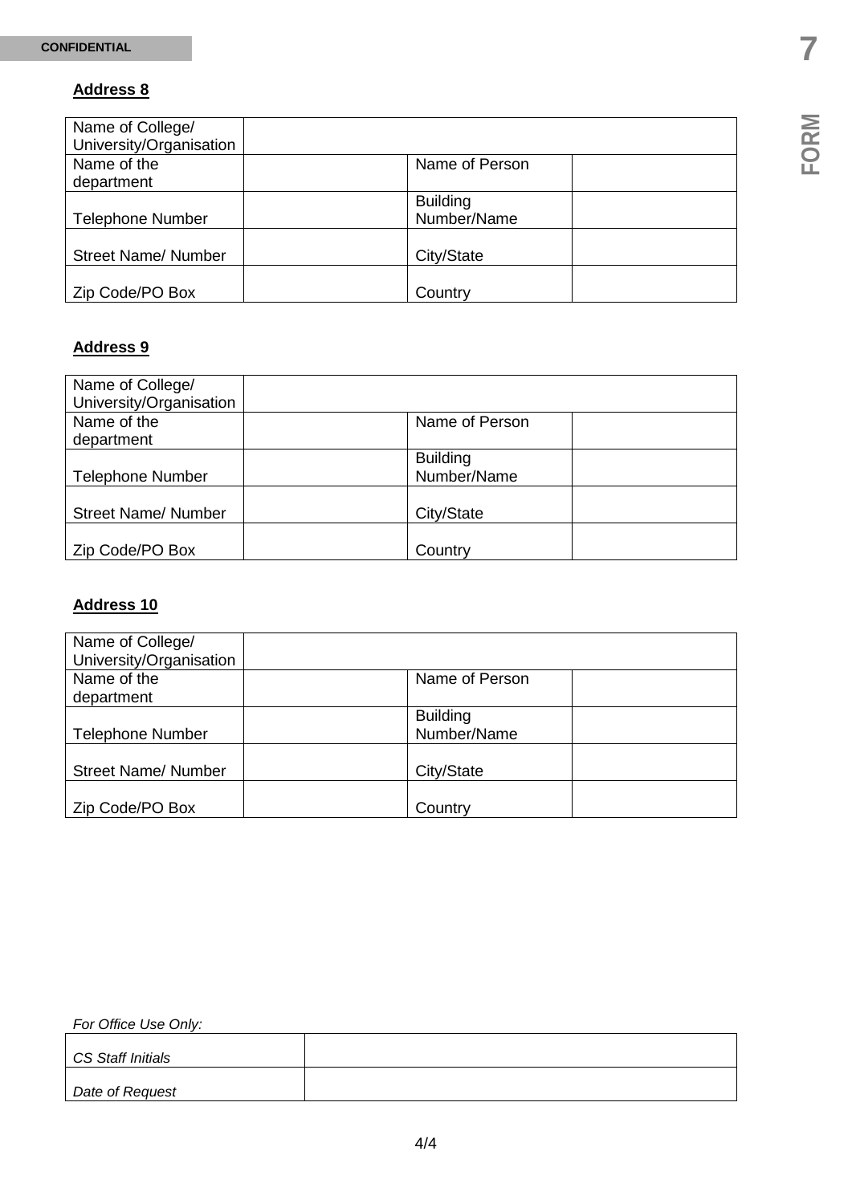**Address 8**

| | | | |
|---|---|---|---|
| Name of College/ University/Organisation | | | |
| Name of the department | | Name of Person | |
| Telephone Number | | Building Number/Name | |
| Street Name/ Number | | City/State | |
| Zip Code/PO Box | | Country | |

**Address 9**

| | | | |
|---|---|---|---|
| Name of College/ University/Organisation | | | |
| Name of the department | | Name of Person | |
| Telephone Number | | Building Number/Name | |
| Street Name/ Number | | City/State | |
| Zip Code/PO Box | | Country | |

**Address 10**

| | | | |
|---|---|---|---|
| Name of College/ University/Organisation | | | |
| Name of the department | | Name of Person | |
| Telephone Number | | Building Number/Name | |
| Street Name/ Number | | City/State | |
| Zip Code/PO Box | | Country | |

*For Office Use Only:*

| | |
|---|---|
| *CS Staff Initials* | |
| *Date of Request* | |